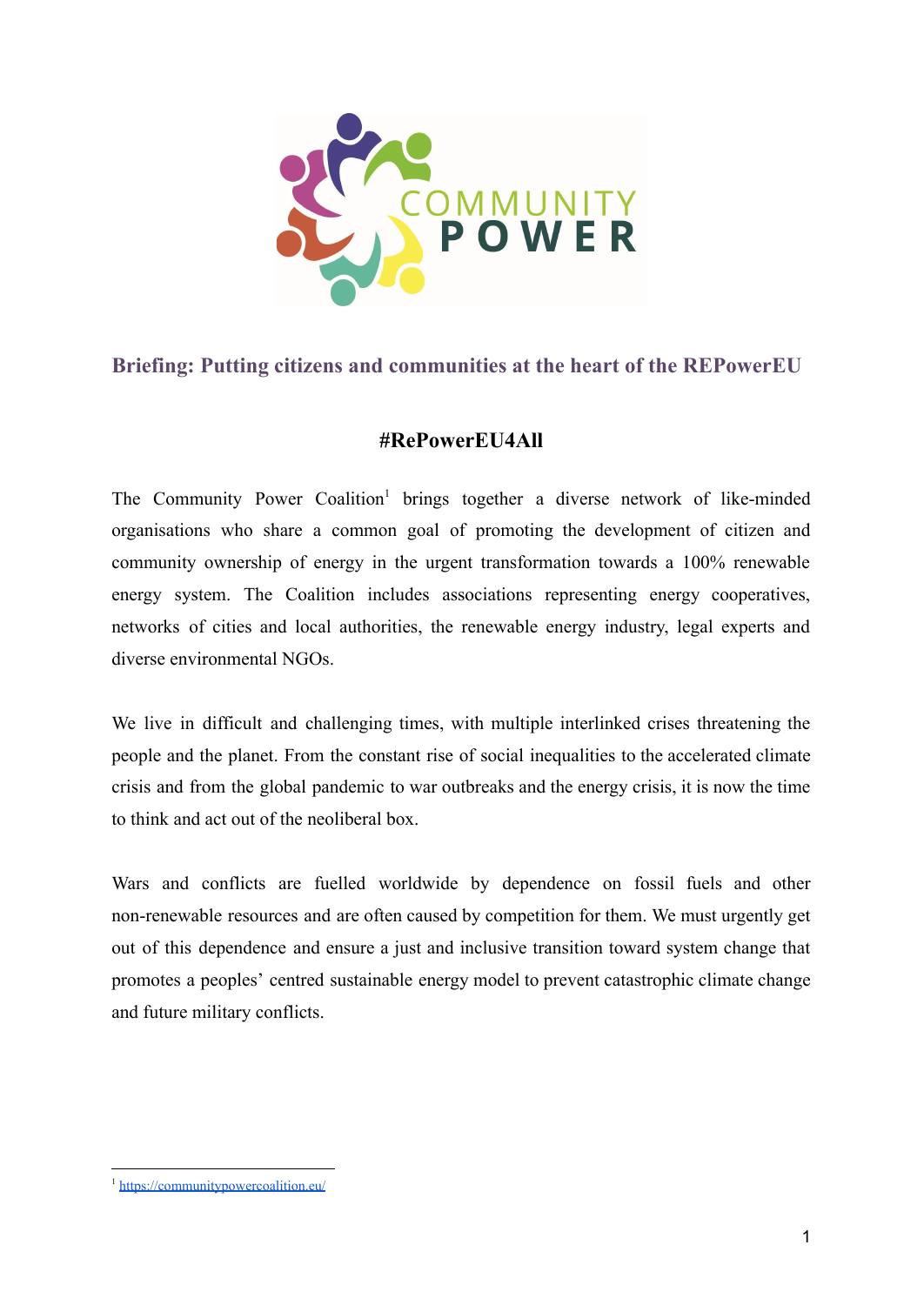# Briefing: Putting citizens and communities at the heart of the REPowerEU

## #RePowerEU4All

The Community Power Coalition[1] brings together a diverse network of like-minded organisations who share a common goal of promoting the development of citizen and community ownership of energy in the urgent transformation towards a 100% renewable energy system. The Coalition includes associations representing energy cooperatives, networks of cities and local authorities, the renewable energy industry, legal experts and diverse environmental NGOs.

We live in difficult and challenging times, with multiple interlinked crises threatening the people and the planet. From the constant rise of social inequalities to the accelerated climate crisis and from the global pandemic to war outbreaks and the energy crisis, it is now the time to think and act out of the neoliberal box.

Wars and conflicts are fuelled worldwide by dependence on fossil fuels and other non-renewable resources and are often caused by competition for them. We must urgently get out of this dependence and ensure a just and inclusive transition toward system change that promotes a peoples' centred sustainable energy model to prevent catastrophic climate change and future military conflicts.

---

[1] https://communitypowercoalition.eu/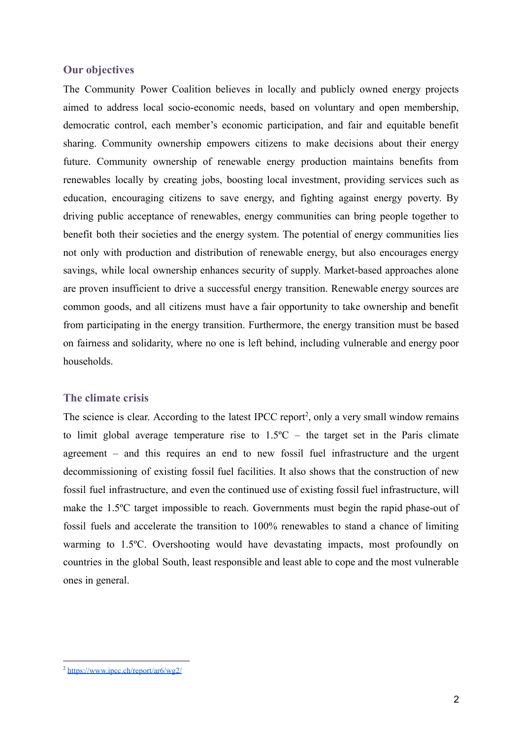## Our objectives

The Community Power Coalition believes in locally and publicly owned energy projects aimed to address local socio-economic needs, based on voluntary and open membership, democratic control, each member's economic participation, and fair and equitable benefit sharing. Community ownership empowers citizens to make decisions about their energy future. Community ownership of renewable energy production maintains benefits from renewables locally by creating jobs, boosting local investment, providing services such as education, encouraging citizens to save energy, and fighting against energy poverty. By driving public acceptance of renewables, energy communities can bring people together to benefit both their societies and the energy system. The potential of energy communities lies not only with production and distribution of renewable energy, but also encourages energy savings, while local ownership enhances security of supply. Market-based approaches alone are proven insufficient to drive a successful energy transition. Renewable energy sources are common goods, and all citizens must have a fair opportunity to take ownership and benefit from participating in the energy transition. Furthermore, the energy transition must be based on fairness and solidarity, where no one is left behind, including vulnerable and energy poor households.

## The climate crisis

The science is clear. According to the latest IPCC report[2], only a very small window remains to limit global average temperature rise to 1.5ºC – the target set in the Paris climate agreement – and this requires an end to new fossil fuel infrastructure and the urgent decommissioning of existing fossil fuel facilities. It also shows that the construction of new fossil fuel infrastructure, and even the continued use of existing fossil fuel infrastructure, will make the 1.5ºC target impossible to reach. Governments must begin the rapid phase-out of fossil fuels and accelerate the transition to 100% renewables to stand a chance of limiting warming to 1.5ºC. Overshooting would have devastating impacts, most profoundly on countries in the global South, least responsible and least able to cope and the most vulnerable ones in general.

---

[2] https://www.ipcc.ch/report/ar6/wg2/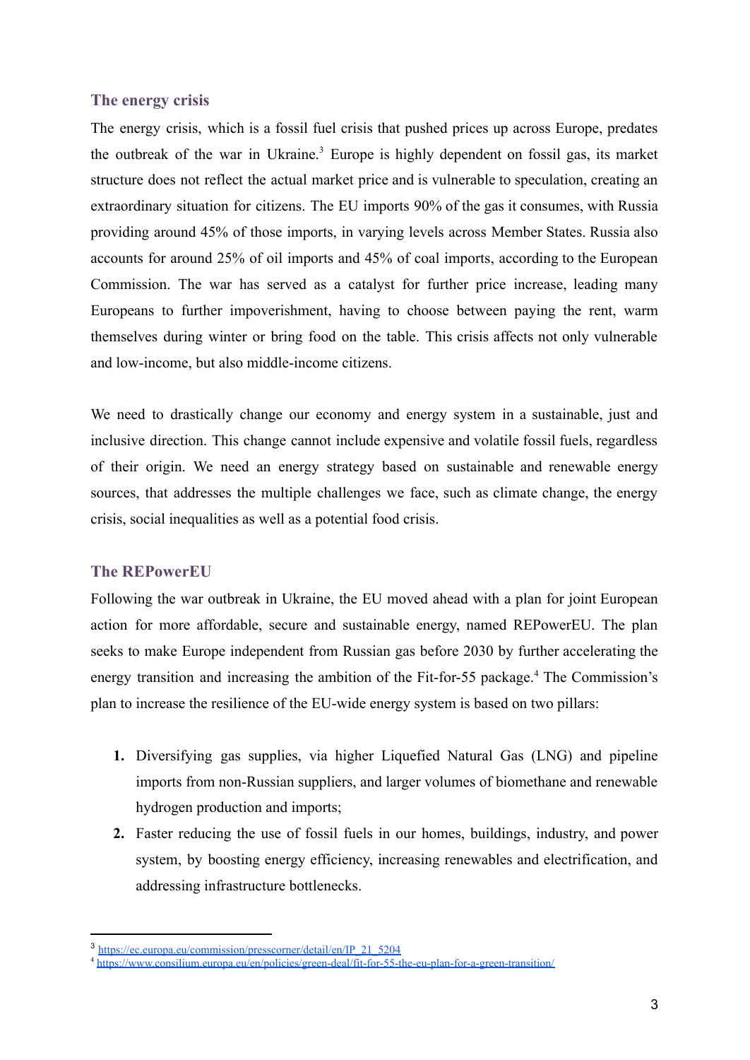## The energy crisis

The energy crisis, which is a fossil fuel crisis that pushed prices up across Europe, predates the outbreak of the war in Ukraine.[3] Europe is highly dependent on fossil gas, its market structure does not reflect the actual market price and is vulnerable to speculation, creating an extraordinary situation for citizens. The EU imports 90% of the gas it consumes, with Russia providing around 45% of those imports, in varying levels across Member States. Russia also accounts for around 25% of oil imports and 45% of coal imports, according to the European Commission. The war has served as a catalyst for further price increase, leading many Europeans to further impoverishment, having to choose between paying the rent, warm themselves during winter or bring food on the table. This crisis affects not only vulnerable and low-income, but also middle-income citizens.

We need to drastically change our economy and energy system in a sustainable, just and inclusive direction. This change cannot include expensive and volatile fossil fuels, regardless of their origin. We need an energy strategy based on sustainable and renewable energy sources, that addresses the multiple challenges we face, such as climate change, the energy crisis, social inequalities as well as a potential food crisis.

## The REPowerEU

Following the war outbreak in Ukraine, the EU moved ahead with a plan for joint European action for more affordable, secure and sustainable energy, named REPowerEU. The plan seeks to make Europe independent from Russian gas before 2030 by further accelerating the energy transition and increasing the ambition of the Fit-for-55 package.[4] The Commission's plan to increase the resilience of the EU-wide energy system is based on two pillars:

1. Diversifying gas supplies, via higher Liquefied Natural Gas (LNG) and pipeline imports from non-Russian suppliers, and larger volumes of biomethane and renewable hydrogen production and imports;
2. Faster reducing the use of fossil fuels in our homes, buildings, industry, and power system, by boosting energy efficiency, increasing renewables and electrification, and addressing infrastructure bottlenecks.

[3] https://ec.europa.eu/commission/presscorner/detail/en/IP_21_5204
[4] https://www.consilium.europa.eu/en/policies/green-deal/fit-for-55-the-eu-plan-for-a-green-transition/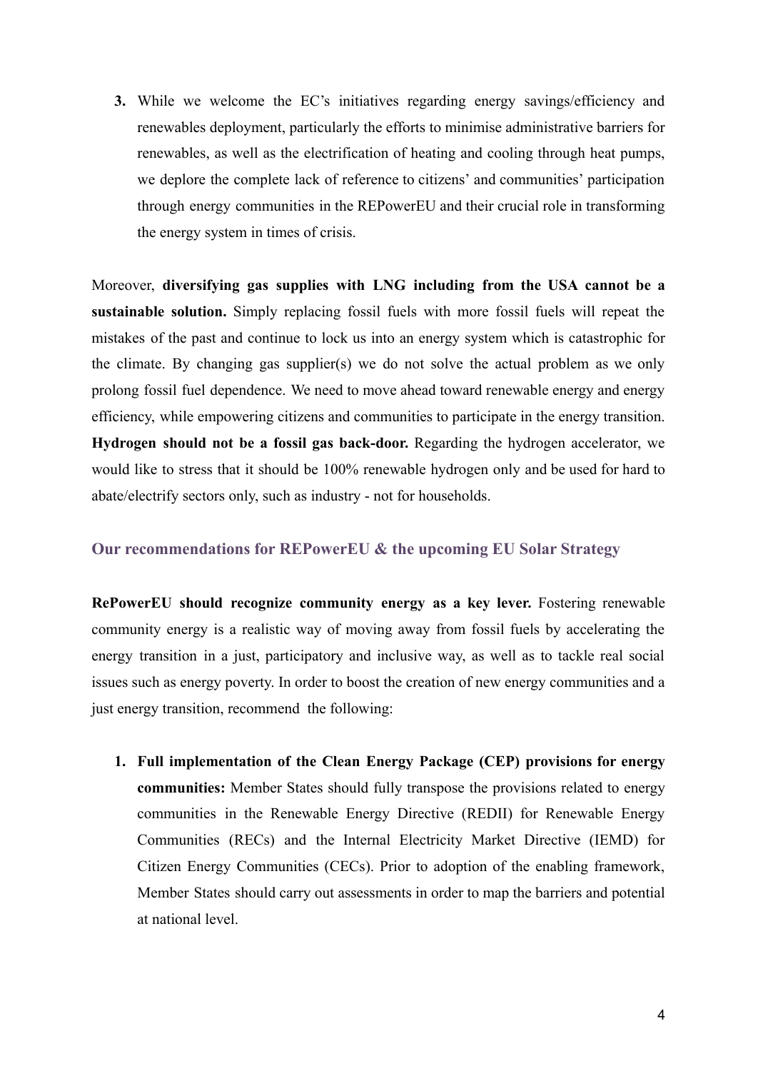3. While we welcome the EC's initiatives regarding energy savings/efficiency and renewables deployment, particularly the efforts to minimise administrative barriers for renewables, as well as the electrification of heating and cooling through heat pumps, we deplore the complete lack of reference to citizens' and communities' participation through energy communities in the REPowerEU and their crucial role in transforming the energy system in times of crisis.

Moreover, **diversifying gas supplies with LNG including from the USA cannot be a sustainable solution.** Simply replacing fossil fuels with more fossil fuels will repeat the mistakes of the past and continue to lock us into an energy system which is catastrophic for the climate. By changing gas supplier(s) we do not solve the actual problem as we only prolong fossil fuel dependence. We need to move ahead toward renewable energy and energy efficiency, while empowering citizens and communities to participate in the energy transition. **Hydrogen should not be a fossil gas back-door.** Regarding the hydrogen accelerator, we would like to stress that it should be 100% renewable hydrogen only and be used for hard to abate/electrify sectors only, such as industry - not for households.

## Our recommendations for REPowerEU & the upcoming EU Solar Strategy

**RePowerEU should recognize community energy as a key lever.** Fostering renewable community energy is a realistic way of moving away from fossil fuels by accelerating the energy transition in a just, participatory and inclusive way, as well as to tackle real social issues such as energy poverty. In order to boost the creation of new energy communities and a just energy transition, recommend the following:

1. **Full implementation of the Clean Energy Package (CEP) provisions for energy communities:** Member States should fully transpose the provisions related to energy communities in the Renewable Energy Directive (REDII) for Renewable Energy Communities (RECs) and the Internal Electricity Market Directive (IEMD) for Citizen Energy Communities (CECs). Prior to adoption of the enabling framework, Member States should carry out assessments in order to map the barriers and potential at national level.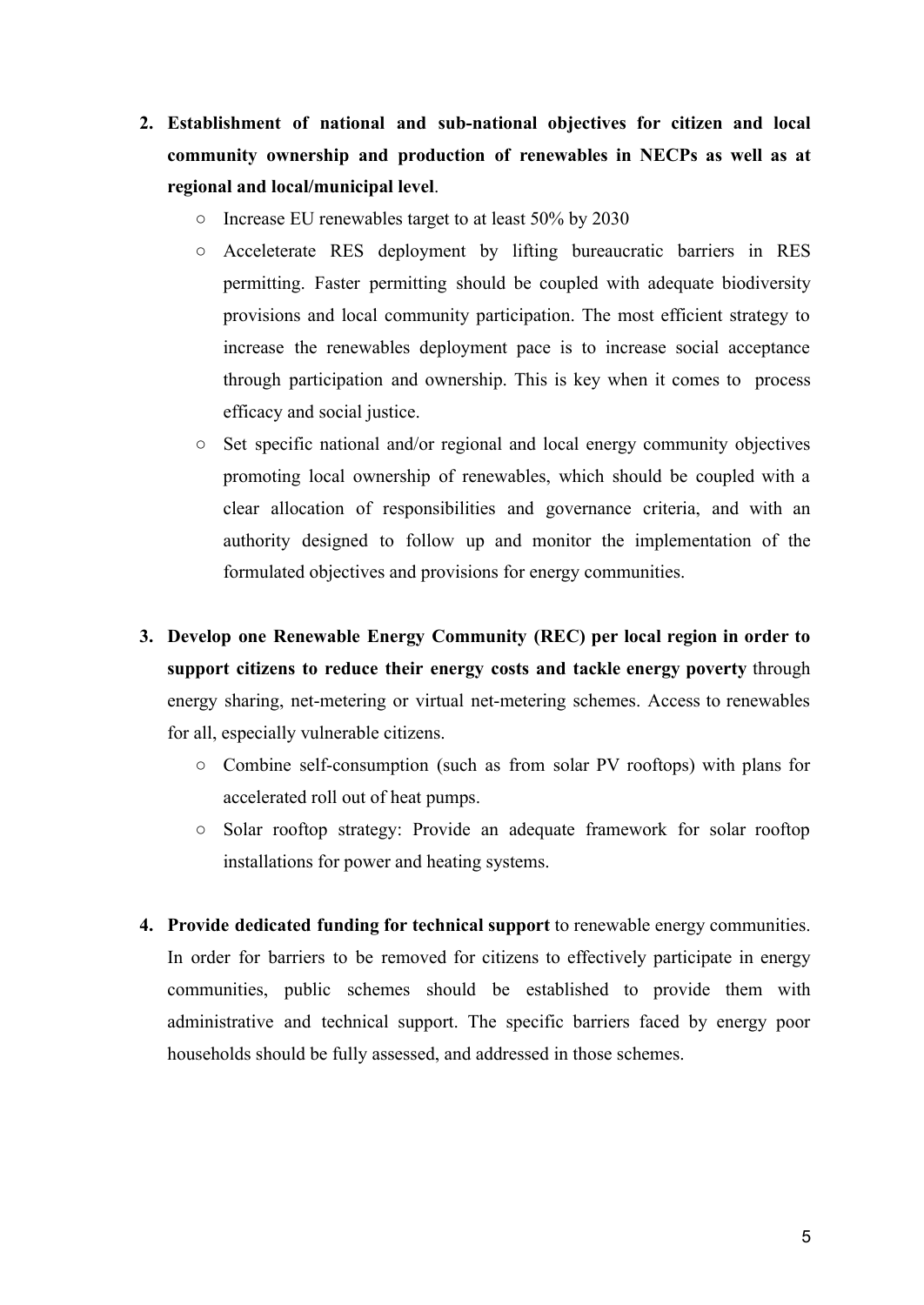2. **Establishment of national and sub-national objectives for citizen and local community ownership and production of renewables in NECPs as well as at regional and local/municipal level**.
    - Increase EU renewables target to at least 50% by 2030
    - Acceleterate RES deployment by lifting bureaucratic barriers in RES permitting. Faster permitting should be coupled with adequate biodiversity provisions and local community participation. The most efficient strategy to increase the renewables deployment pace is to increase social acceptance through participation and ownership. This is key when it comes to process efficacy and social justice.
    - Set specific national and/or regional and local energy community objectives promoting local ownership of renewables, which should be coupled with a clear allocation of responsibilities and governance criteria, and with an authority designed to follow up and monitor the implementation of the formulated objectives and provisions for energy communities.

3. **Develop one Renewable Energy Community (REC) per local region in order to support citizens to reduce their energy costs and tackle energy poverty** through energy sharing, net-metering or virtual net-metering schemes. Access to renewables for all, especially vulnerable citizens.
    - Combine self-consumption (such as from solar PV rooftops) with plans for accelerated roll out of heat pumps.
    - Solar rooftop strategy: Provide an adequate framework for solar rooftop installations for power and heating systems.

4. **Provide dedicated funding for technical support** to renewable energy communities. In order for barriers to be removed for citizens to effectively participate in energy communities, public schemes should be established to provide them with administrative and technical support. The specific barriers faced by energy poor households should be fully assessed, and addressed in those schemes.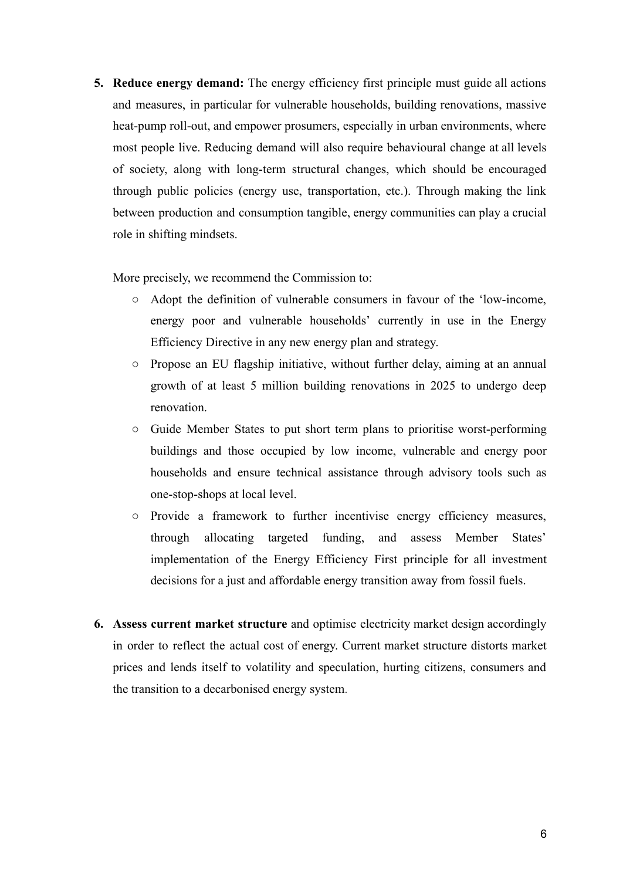5. **Reduce energy demand:** The energy efficiency first principle must guide all actions and measures, in particular for vulnerable households, building renovations, massive heat-pump roll-out, and empower prosumers, especially in urban environments, where most people live. Reducing demand will also require behavioural change at all levels of society, along with long-term structural changes, which should be encouraged through public policies (energy use, transportation, etc.). Through making the link between production and consumption tangible, energy communities can play a crucial role in shifting mindsets.

   More precisely, we recommend the Commission to:

   - Adopt the definition of vulnerable consumers in favour of the 'low-income, energy poor and vulnerable households' currently in use in the Energy Efficiency Directive in any new energy plan and strategy.
   - Propose an EU flagship initiative, without further delay, aiming at an annual growth of at least 5 million building renovations in 2025 to undergo deep renovation.
   - Guide Member States to put short term plans to prioritise worst-performing buildings and those occupied by low income, vulnerable and energy poor households and ensure technical assistance through advisory tools such as one-stop-shops at local level.
   - Provide a framework to further incentivise energy efficiency measures, through allocating targeted funding, and assess Member States' implementation of the Energy Efficiency First principle for all investment decisions for a just and affordable energy transition away from fossil fuels.

6. **Assess current market structure** and optimise electricity market design accordingly in order to reflect the actual cost of energy. Current market structure distorts market prices and lends itself to volatility and speculation, hurting citizens, consumers and the transition to a decarbonised energy system.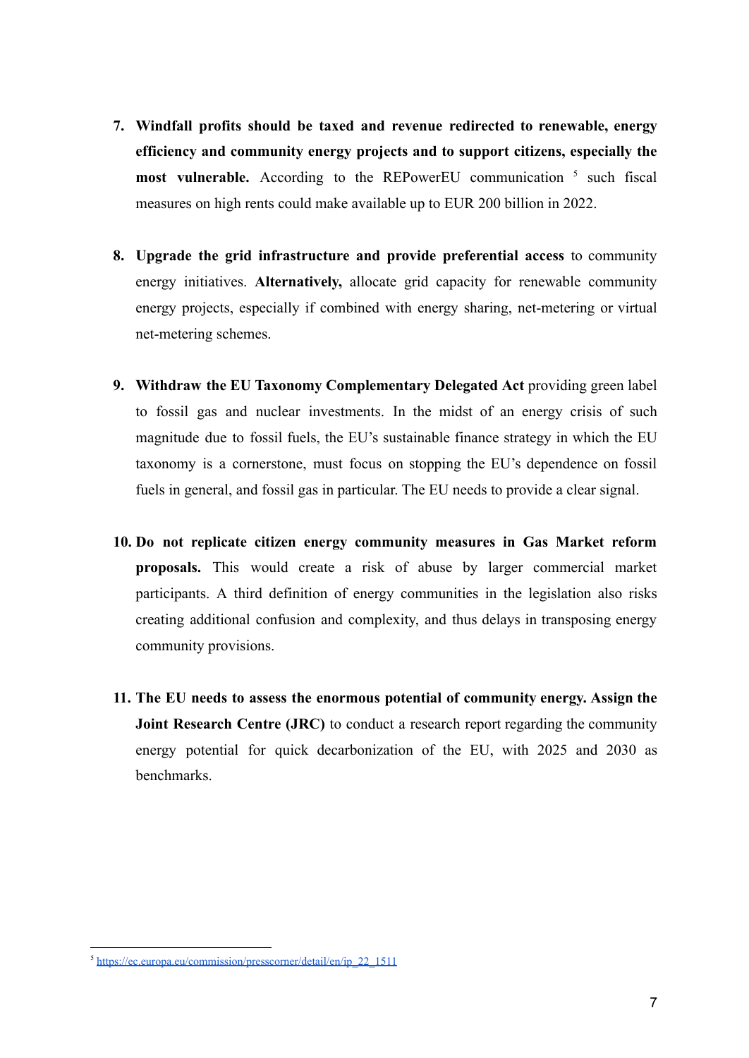7. **Windfall profits should be taxed and revenue redirected to renewable, energy efficiency and community energy projects and to support citizens, especially the most vulnerable.** According to the REPowerEU communication [5] such fiscal measures on high rents could make available up to EUR 200 billion in 2022.

8. **Upgrade the grid infrastructure and provide preferential access** to community energy initiatives. **Alternatively,** allocate grid capacity for renewable community energy projects, especially if combined with energy sharing, net-metering or virtual net-metering schemes.

9. **Withdraw the EU Taxonomy Complementary Delegated Act** providing green label to fossil gas and nuclear investments. In the midst of an energy crisis of such magnitude due to fossil fuels, the EU's sustainable finance strategy in which the EU taxonomy is a cornerstone, must focus on stopping the EU's dependence on fossil fuels in general, and fossil gas in particular. The EU needs to provide a clear signal.

10. **Do not replicate citizen energy community measures in Gas Market reform proposals.** This would create a risk of abuse by larger commercial market participants. A third definition of energy communities in the legislation also risks creating additional confusion and complexity, and thus delays in transposing energy community provisions.

11. **The EU needs to assess the enormous potential of community energy. Assign the Joint Research Centre (JRC)** to conduct a research report regarding the community energy potential for quick decarbonization of the EU, with 2025 and 2030 as benchmarks.

---

[5] https://ec.europa.eu/commission/presscorner/detail/en/ip_22_1511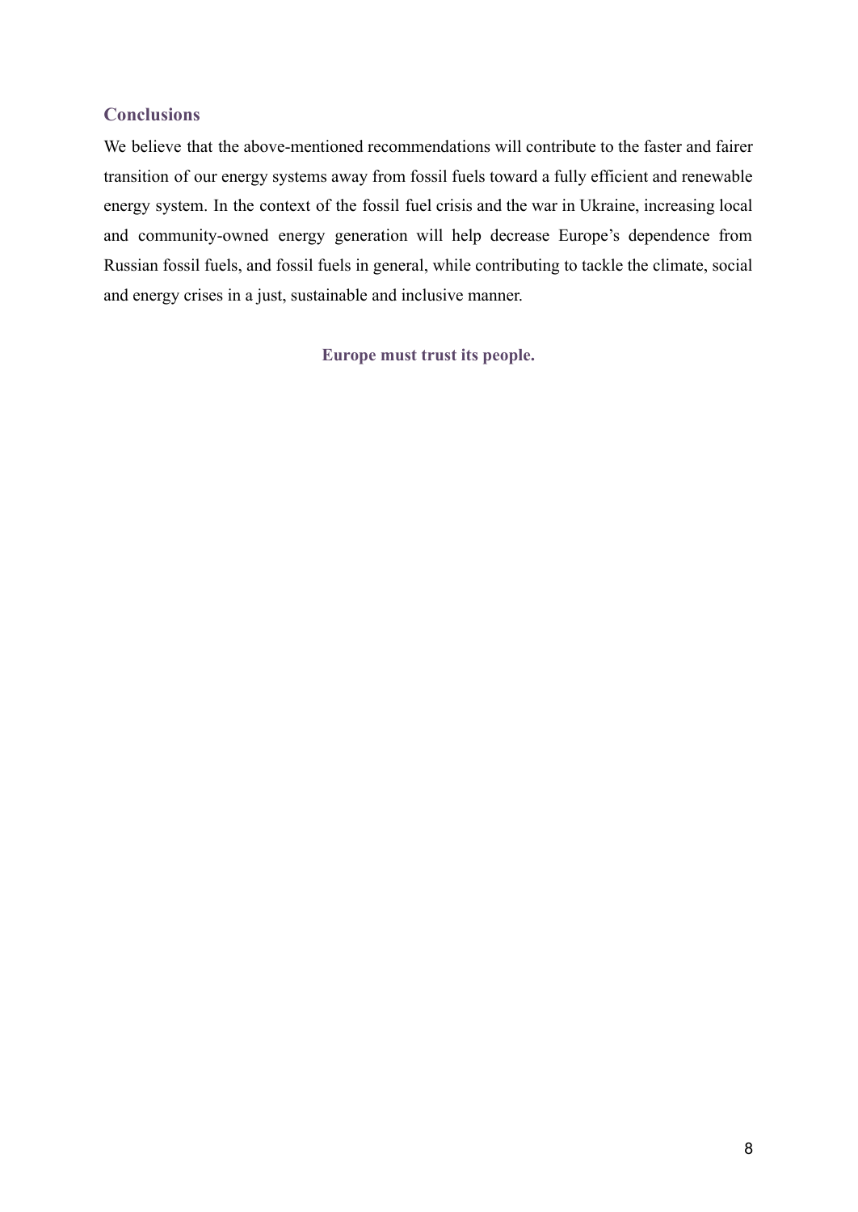## Conclusions

We believe that the above-mentioned recommendations will contribute to the faster and fairer transition of our energy systems away from fossil fuels toward a fully efficient and renewable energy system. In the context of the fossil fuel crisis and the war in Ukraine, increasing local and community-owned energy generation will help decrease Europe's dependence from Russian fossil fuels, and fossil fuels in general, while contributing to tackle the climate, social and energy crises in a just, sustainable and inclusive manner.

**Europe must trust its people.**